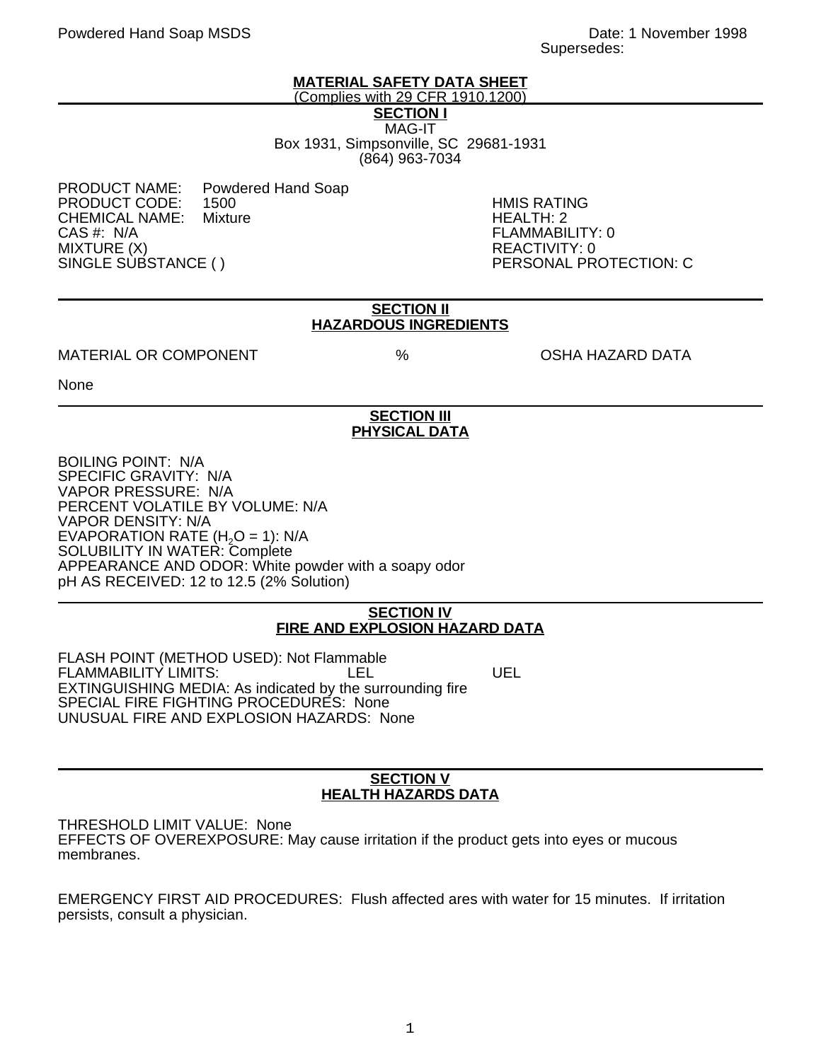Powdered Hand Soap MSDS

Date: 1 November 1998
Supersedes:

# MATERIAL SAFETY DATA SHEET

(Complies with 29 CFR 1910.1200)

## SECTION I

MAG-IT
Box 1931, Simpsonville, SC 29681-1931
(864) 963-7034

PRODUCT NAME: Powdered Hand Soap
PRODUCT CODE: 1500
CHEMICAL NAME: Mixture
CAS #: N/A
MIXTURE (X)
SINGLE SUBSTANCE ( )

HMIS RATING
HEALTH: 2
FLAMMABILITY: 0
REACTIVITY: 0
PERSONAL PROTECTION: C

## SECTION II
## HAZARDOUS INGREDIENTS

| MATERIAL OR COMPONENT | % | OSHA HAZARD DATA |
|---|---|---|
| None | | |

## SECTION III
## PHYSICAL DATA

BOILING POINT: N/A
SPECIFIC GRAVITY: N/A
VAPOR PRESSURE: N/A
PERCENT VOLATILE BY VOLUME: N/A
VAPOR DENSITY: N/A
EVAPORATION RATE ($H_2O$ = 1): N/A
SOLUBILITY IN WATER: Complete
APPEARANCE AND ODOR: White powder with a soapy odor
pH AS RECEIVED: 12 to 12.5 (2% Solution)

## SECTION IV
## FIRE AND EXPLOSION HAZARD DATA

FLASH POINT (METHOD USED): Not Flammable
FLAMMABILITY LIMITS: LEL UEL
EXTINGUISHING MEDIA: As indicated by the surrounding fire
SPECIAL FIRE FIGHTING PROCEDURES: None
UNUSUAL FIRE AND EXPLOSION HAZARDS: None

## SECTION V
## HEALTH HAZARDS DATA

THRESHOLD LIMIT VALUE: None
EFFECTS OF OVEREXPOSURE: May cause irritation if the product gets into eyes or mucous membranes.

EMERGENCY FIRST AID PROCEDURES: Flush affected ares with water for 15 minutes. If irritation persists, consult a physician.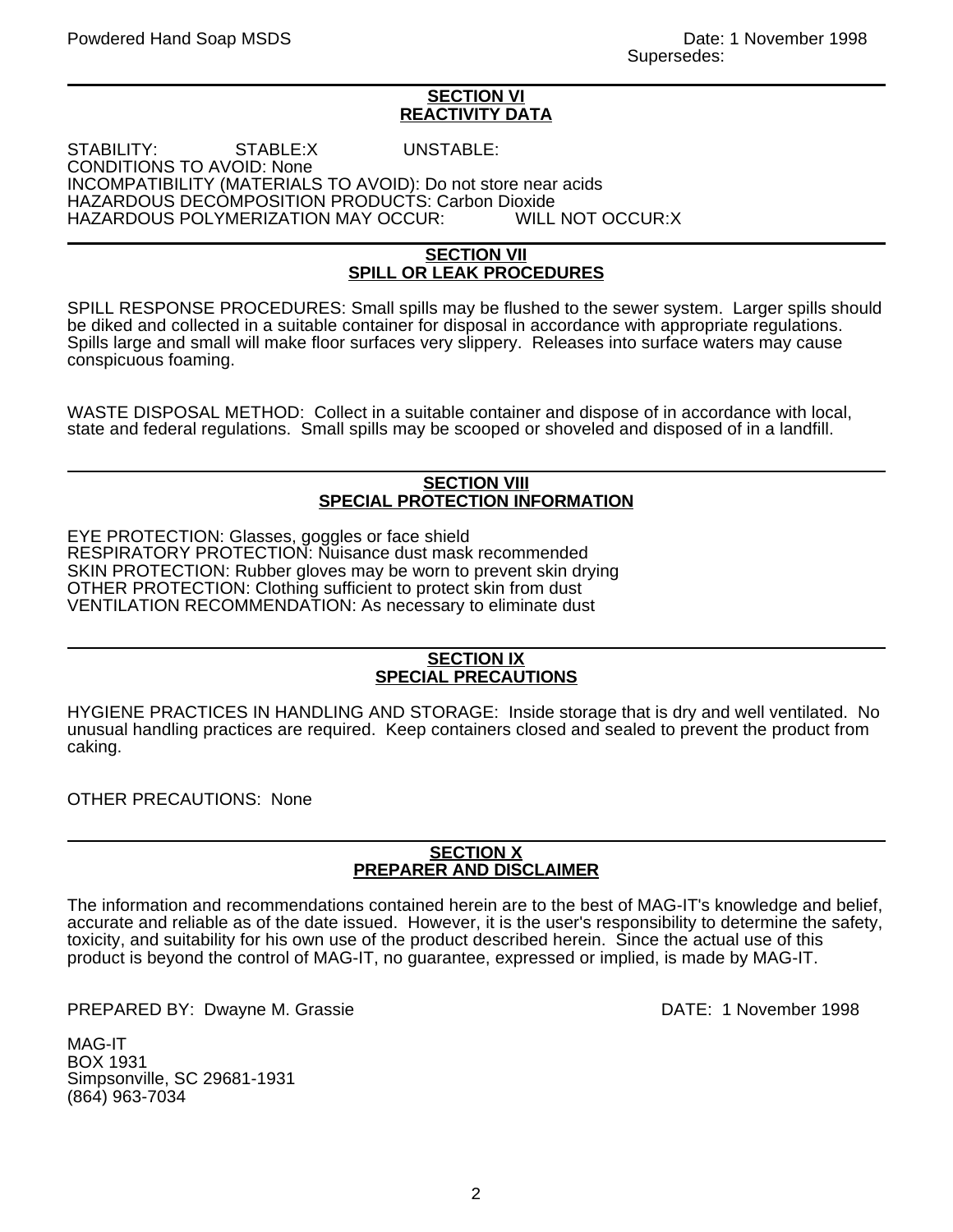## SECTION VI
## REACTIVITY DATA

STABILITY: STABLE:X UNSTABLE:
CONDITIONS TO AVOID: None
INCOMPATIBILITY (MATERIALS TO AVOID): Do not store near acids
HAZARDOUS DECOMPOSITION PRODUCTS: Carbon Dioxide
HAZARDOUS POLYMERIZATION MAY OCCUR: WILL NOT OCCUR:X

## SECTION VII
## SPILL OR LEAK PROCEDURES

SPILL RESPONSE PROCEDURES: Small spills may be flushed to the sewer system. Larger spills should be diked and collected in a suitable container for disposal in accordance with appropriate regulations. Spills large and small will make floor surfaces very slippery. Releases into surface waters may cause conspicuous foaming.

WASTE DISPOSAL METHOD: Collect in a suitable container and dispose of in accordance with local, state and federal regulations. Small spills may be scooped or shoveled and disposed of in a landfill.

## SECTION VIII
## SPECIAL PROTECTION INFORMATION

EYE PROTECTION: Glasses, goggles or face shield
RESPIRATORY PROTECTION: Nuisance dust mask recommended
SKIN PROTECTION: Rubber gloves may be worn to prevent skin drying
OTHER PROTECTION: Clothing sufficient to protect skin from dust
VENTILATION RECOMMENDATION: As necessary to eliminate dust

## SECTION IX
## SPECIAL PRECAUTIONS

HYGIENE PRACTICES IN HANDLING AND STORAGE: Inside storage that is dry and well ventilated. No unusual handling practices are required. Keep containers closed and sealed to prevent the product from caking.

OTHER PRECAUTIONS: None

## SECTION X
## PREPARER AND DISCLAIMER

The information and recommendations contained herein are to the best of MAG-IT's knowledge and belief, accurate and reliable as of the date issued. However, it is the user's responsibility to determine the safety, toxicity, and suitability for his own use of the product described herein. Since the actual use of this product is beyond the control of MAG-IT, no guarantee, expressed or implied, is made by MAG-IT.

PREPARED BY: Dwayne M. Grassie DATE: 1 November 1998

MAG-IT
BOX 1931
Simpsonville, SC 29681-1931
(864) 963-7034